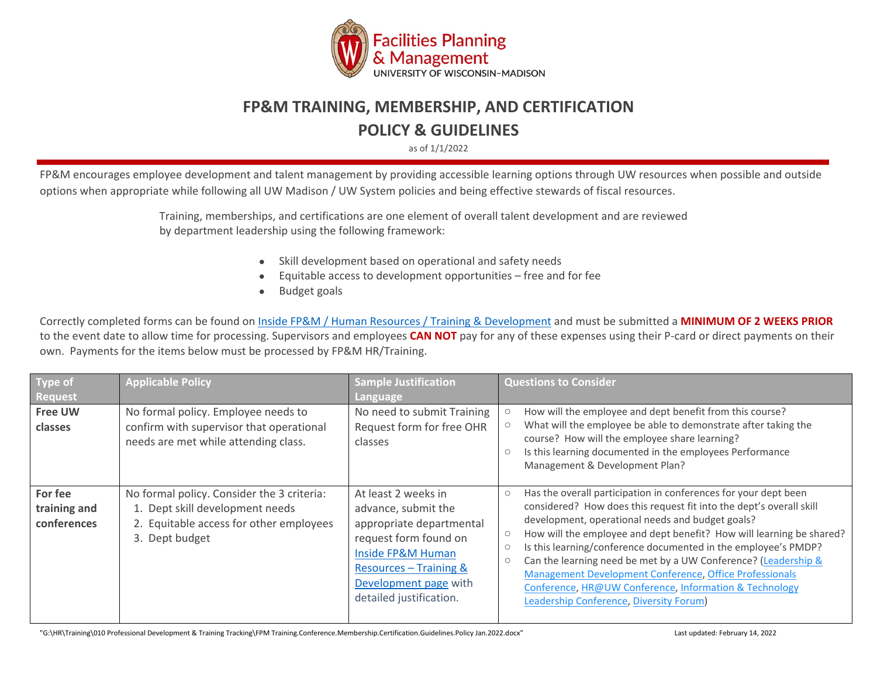Facilities Planning & Management
UNIVERSITY OF WISCONSIN–MADISON

# FP&M TRAINING, MEMBERSHIP, AND CERTIFICATION

# POLICY & GUIDELINES

as of 1/1/2022

FP&M encourages employee development and talent management by providing accessible learning options through UW resources when possible and outside options when appropriate while following all UW Madison / UW System policies and being effective stewards of fiscal resources.

Training, memberships, and certifications are one element of overall talent development and are reviewed by department leadership using the following framework:

- Skill development based on operational and safety needs
- Equitable access to development opportunities – free and for fee
- Budget goals

Correctly completed forms can be found on Inside FP&M / Human Resources / Training & Development and must be submitted a **MINIMUM OF 2 WEEKS PRIOR** to the event date to allow time for processing. Supervisors and employees **CAN NOT** pay for any of these expenses using their P-card or direct payments on their own. Payments for the items below must be processed by FP&M HR/Training.

| Type of Request | Applicable Policy | Sample Justification Language | Questions to Consider |
|---|---|---|---|
| **Free UW classes** | No formal policy. Employee needs to confirm with supervisor that operational needs are met while attending class. | No need to submit Training Request form for free OHR classes | ○ How will the employee and dept benefit from this course?<br>○ What will the employee be able to demonstrate after taking the course? How will the employee share learning?<br>○ Is this learning documented in the employees Performance Management & Development Plan? |
| **For fee training and conferences** | No formal policy. Consider the 3 criteria:<br>1. Dept skill development needs<br>2. Equitable access for other employees<br>3. Dept budget | At least 2 weeks in advance, submit the appropriate departmental request form found on Inside FP&M Human Resources – Training & Development page with detailed justification. | ○ Has the overall participation in conferences for your dept been considered? How does this request fit into the dept's overall skill development, operational needs and budget goals?<br>○ How will the employee and dept benefit? How will learning be shared?<br>○ Is this learning/conference documented in the employee's PMDP?<br>○ Can the learning need be met by a UW Conference? (Leadership & Management Development Conference, Office Professionals Conference, HR@UW Conference, Information & Technology Leadership Conference, Diversity Forum) |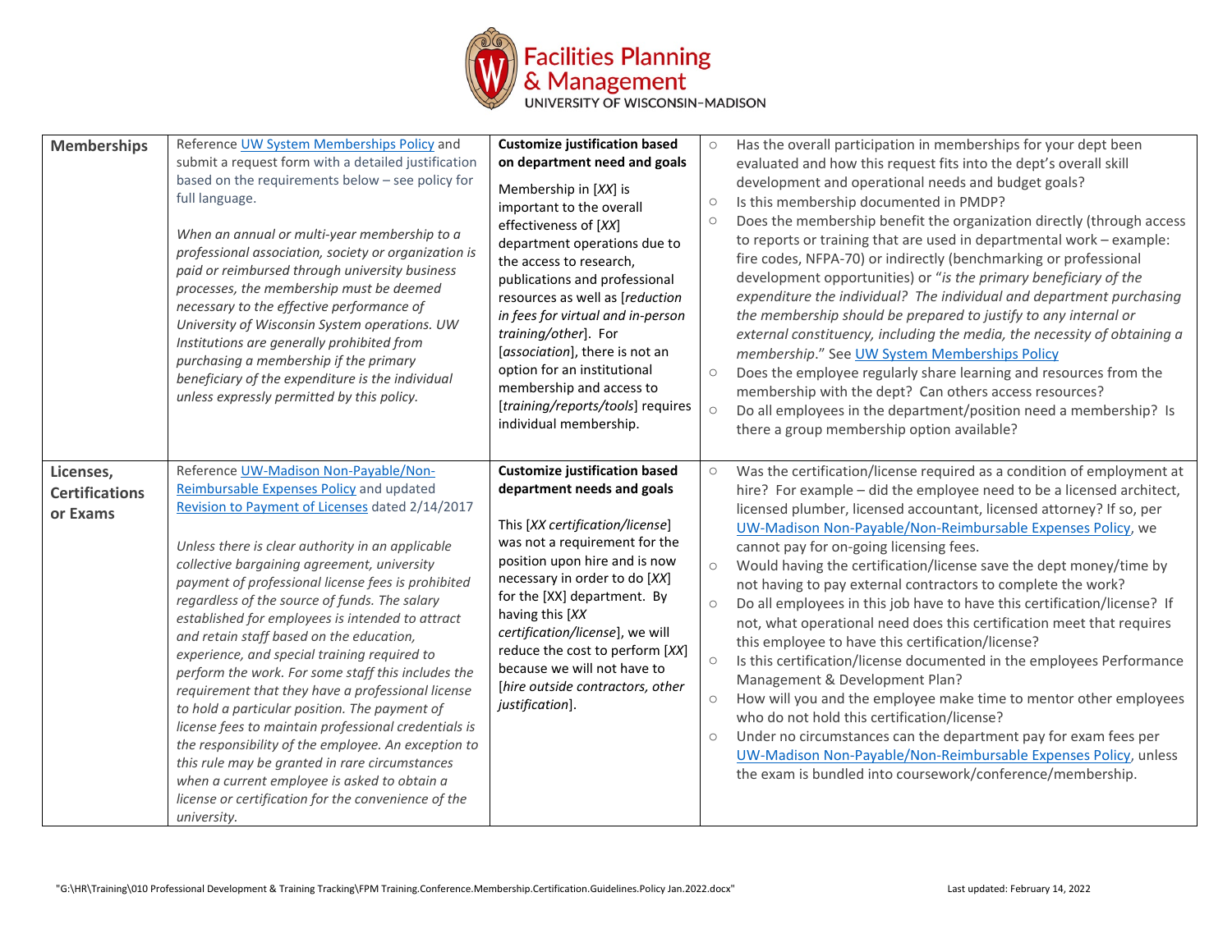| | | | |
|---|---|---|---|
| **Memberships** | Reference UW System Memberships Policy and submit a request form with a detailed justification based on the requirements below – see policy for full language.<br><br>*When an annual or multi-year membership to a professional association, society or organization is paid or reimbursed through university business processes, the membership must be deemed necessary to the effective performance of University of Wisconsin System operations. UW Institutions are generally prohibited from purchasing a membership if the primary beneficiary of the expenditure is the individual unless expressly permitted by this policy.* | **Customize justification based on department need and goals**<br><br>Membership in [*XX*] is important to the overall effectiveness of [*XX*] department operations due to the access to research, publications and professional resources as well as [*reduction in fees for virtual and in-person training/other*]. For [*association*], there is not an option for an institutional membership and access to [*training/reports/tools*] requires individual membership. | ○ Has the overall participation in memberships for your dept been evaluated and how this request fits into the dept's overall skill development and operational needs and budget goals?<br>○ Is this membership documented in PMDP?<br>○ Does the membership benefit the organization directly (through access to reports or training that are used in departmental work – example: fire codes, NFPA-70) or indirectly (benchmarking or professional development opportunities) or "*is the primary beneficiary of the expenditure the individual? The individual and department purchasing the membership should be prepared to justify to any internal or external constituency, including the media, the necessity of obtaining a membership*." See UW System Memberships Policy<br>○ Does the employee regularly share learning and resources from the membership with the dept? Can others access resources?<br>○ Do all employees in the department/position need a membership? Is there a group membership option available? |
| **Licenses, Certifications or Exams** | Reference UW-Madison Non-Payable/Non-Reimbursable Expenses Policy and updated Revision to Payment of Licenses dated 2/14/2017<br><br>*Unless there is clear authority in an applicable collective bargaining agreement, university payment of professional license fees is prohibited regardless of the source of funds. The salary established for employees is intended to attract and retain staff based on the education, experience, and special training required to perform the work. For some staff this includes the requirement that they have a professional license to hold a particular position. The payment of license fees to maintain professional credentials is the responsibility of the employee. An exception to this rule may be granted in rare circumstances when a current employee is asked to obtain a license or certification for the convenience of the university.* | **Customize justification based department needs and goals**<br><br>This [*XX certification/license*] was not a requirement for the position upon hire and is now necessary in order to do [*XX*] for the [XX] department. By having this [*XX certification/license*], we will reduce the cost to perform [*XX*] because we will not have to [*hire outside contractors, other justification*]. | ○ Was the certification/license required as a condition of employment at hire? For example – did the employee need to be a licensed architect, licensed plumber, licensed accountant, licensed attorney? If so, per UW-Madison Non-Payable/Non-Reimbursable Expenses Policy, we cannot pay for on-going licensing fees.<br>○ Would having the certification/license save the dept money/time by not having to pay external contractors to complete the work?<br>○ Do all employees in this job have to have this certification/license? If not, what operational need does this certification meet that requires this employee to have this certification/license?<br>○ Is this certification/license documented in the employees Performance Management & Development Plan?<br>○ How will you and the employee make time to mentor other employees who do not hold this certification/license?<br>○ Under no circumstances can the department pay for exam fees per UW-Madison Non-Payable/Non-Reimbursable Expenses Policy, unless the exam is bundled into coursework/conference/membership. |

"G:\HR\Training\010 Professional Development & Training Tracking\FPM Training.Conference.Membership.Certification.Guidelines.Policy Jan.2022.docx"

Last updated: February 14, 2022